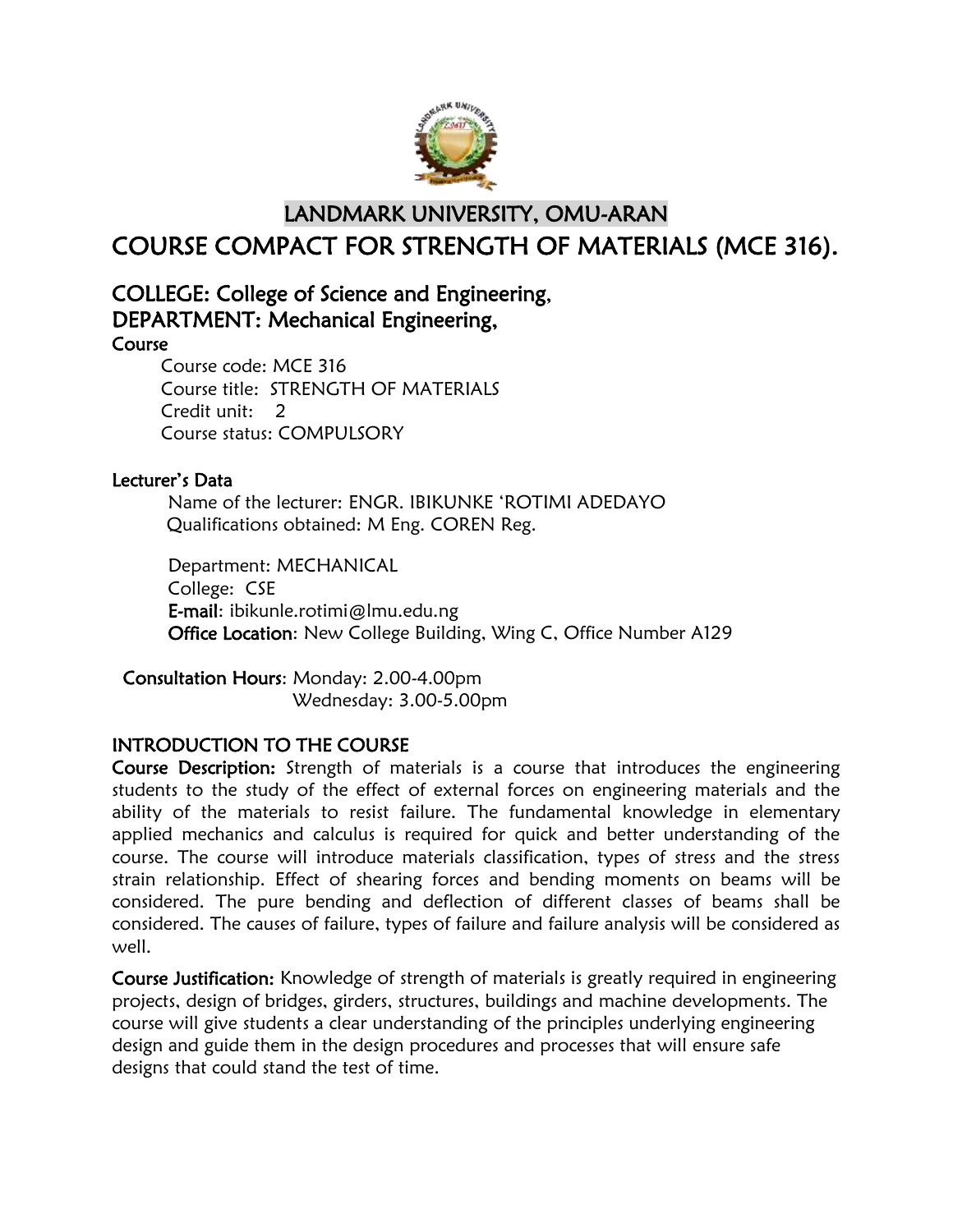# LANDMARK UNIVERSITY, OMU-ARAN

# COURSE COMPACT FOR STRENGTH OF MATERIALS (MCE 316).

## COLLEGE: College of Science and Engineering,
## DEPARTMENT: Mechanical Engineering,

### Course

Course code: MCE 316
Course title: STRENGTH OF MATERIALS
Credit unit: 2
Course status: COMPULSORY

### Lecturer's Data

Name of the lecturer: ENGR. IBIKUNKE 'ROTIMI ADEDAYO
Qualifications obtained: M Eng. COREN Reg.

Department: MECHANICAL
College: CSE
**E-mail**: ibikunle.rotimi@lmu.edu.ng
**Office Location**: New College Building, Wing C, Office Number A129

**Consultation Hours**: Monday: 2.00-4.00pm
Wednesday: 3.00-5.00pm

### INTRODUCTION TO THE COURSE

**Course Description:** Strength of materials is a course that introduces the engineering students to the study of the effect of external forces on engineering materials and the ability of the materials to resist failure. The fundamental knowledge in elementary applied mechanics and calculus is required for quick and better understanding of the course. The course will introduce materials classification, types of stress and the stress strain relationship. Effect of shearing forces and bending moments on beams will be considered. The pure bending and deflection of different classes of beams shall be considered. The causes of failure, types of failure and failure analysis will be considered as well.

**Course Justification:** Knowledge of strength of materials is greatly required in engineering projects, design of bridges, girders, structures, buildings and machine developments. The course will give students a clear understanding of the principles underlying engineering design and guide them in the design procedures and processes that will ensure safe designs that could stand the test of time.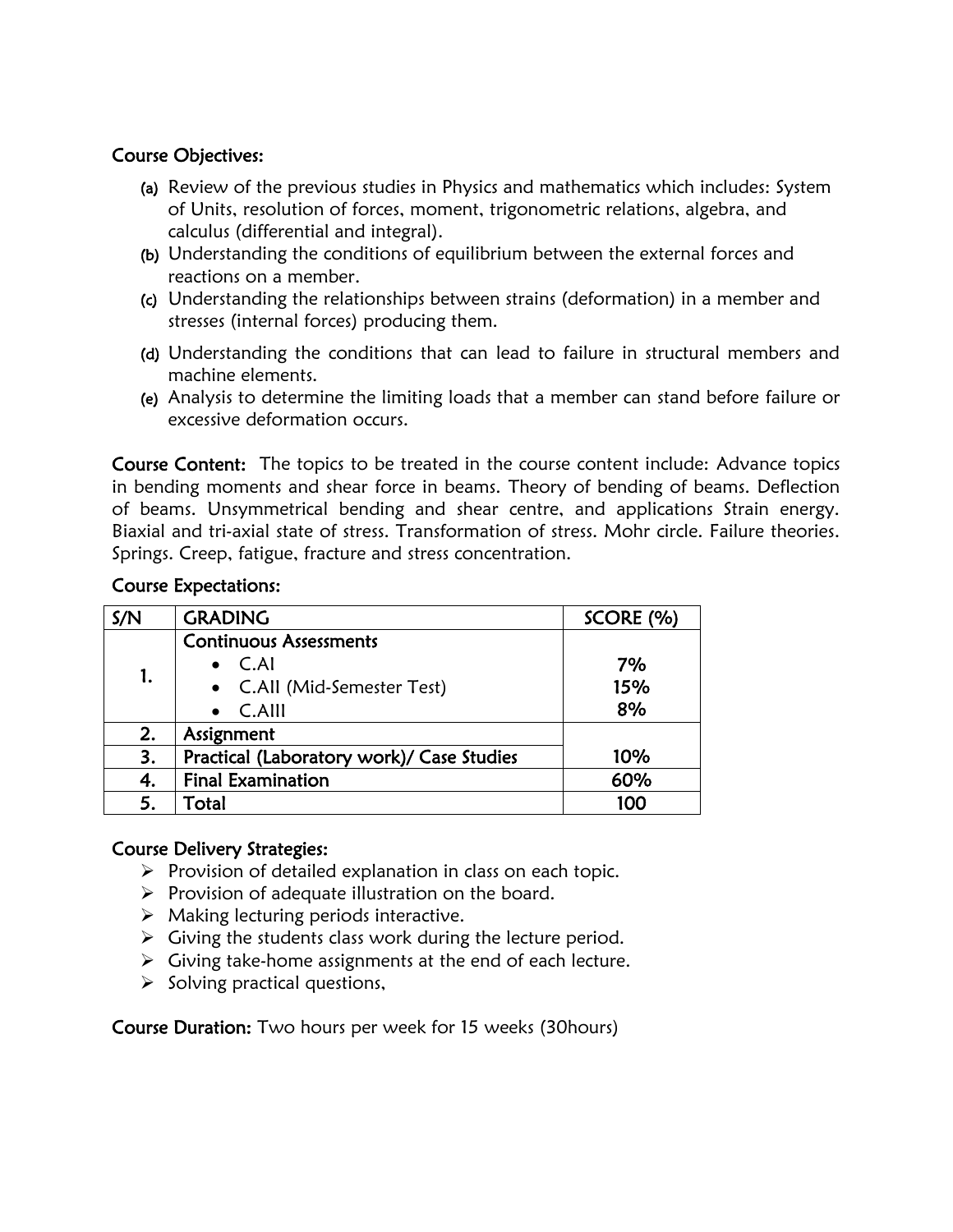**Course Objectives:**

(a) Review of the previous studies in Physics and mathematics which includes: System of Units, resolution of forces, moment, trigonometric relations, algebra, and calculus (differential and integral).

(b) Understanding the conditions of equilibrium between the external forces and reactions on a member.

(c) Understanding the relationships between strains (deformation) in a member and stresses (internal forces) producing them.

(d) Understanding the conditions that can lead to failure in structural members and machine elements.

(e) Analysis to determine the limiting loads that a member can stand before failure or excessive deformation occurs.

**Course Content:** The topics to be treated in the course content include: Advance topics in bending moments and shear force in beams. Theory of bending of beams. Deflection of beams. Unsymmetrical bending and shear centre, and applications Strain energy. Biaxial and tri-axial state of stress. Transformation of stress. Mohr circle. Failure theories. Springs. Creep, fatigue, fracture and stress concentration.

**Course Expectations:**

| S/N | GRADING | SCORE (%) |
|---|---|---|
| 1. | **Continuous Assessments** | |
| | • C.AI | 7% |
| | • C.AII (Mid-Semester Test) | 15% |
| | • C.AIII | 8% |
| 2. | Assignment | |
| 3. | Practical (Laboratory work)/ Case Studies | 10% |
| 4. | Final Examination | 60% |
| 5. | Total | 100 |

**Course Delivery Strategies:**

- Provision of detailed explanation in class on each topic.
- Provision of adequate illustration on the board.
- Making lecturing periods interactive.
- Giving the students class work during the lecture period.
- Giving take-home assignments at the end of each lecture.
- Solving practical questions,

**Course Duration:** Two hours per week for 15 weeks (30hours)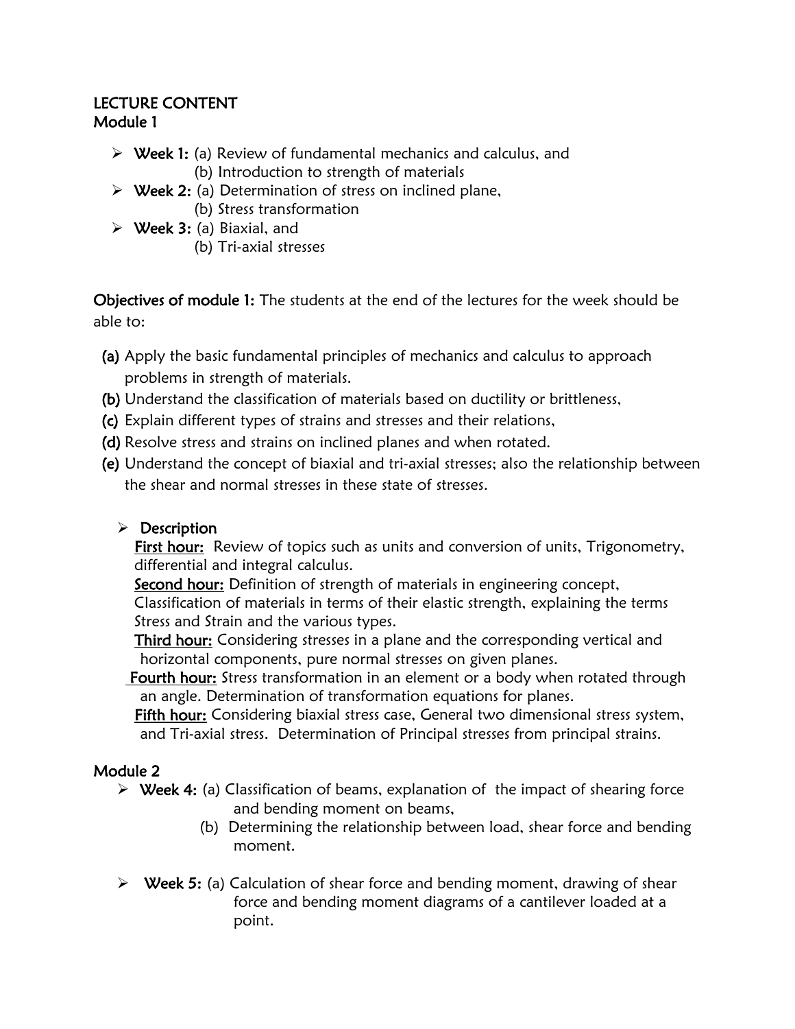## LECTURE CONTENT

### Module 1

- **Week 1:** (a) Review of fundamental mechanics and calculus, and
  (b) Introduction to strength of materials
- **Week 2:** (a) Determination of stress on inclined plane,
  (b) Stress transformation
- **Week 3:** (a) Biaxial, and
  (b) Tri-axial stresses

**Objectives of module 1:** The students at the end of the lectures for the week should be able to:

- **(a)** Apply the basic fundamental principles of mechanics and calculus to approach problems in strength of materials.
- **(b)** Understand the classification of materials based on ductility or brittleness,
- **(c)** Explain different types of strains and stresses and their relations,
- **(d)** Resolve stress and strains on inclined planes and when rotated.
- **(e)** Understand the concept of biaxial and tri-axial stresses; also the relationship between the shear and normal stresses in these state of stresses.

- **Description**

  **First hour:** Review of topics such as units and conversion of units, Trigonometry, differential and integral calculus.

  **Second hour:** Definition of strength of materials in engineering concept, Classification of materials in terms of their elastic strength, explaining the terms Stress and Strain and the various types.

  **Third hour:** Considering stresses in a plane and the corresponding vertical and horizontal components, pure normal stresses on given planes.

  **Fourth hour:** Stress transformation in an element or a body when rotated through an angle. Determination of transformation equations for planes.

  **Fifth hour:** Considering biaxial stress case, General two dimensional stress system, and Tri-axial stress. Determination of Principal stresses from principal strains.

### Module 2

- **Week 4:** (a) Classification of beams, explanation of the impact of shearing force and bending moment on beams,
  (b) Determining the relationship between load, shear force and bending moment.

- **Week 5:** (a) Calculation of shear force and bending moment, drawing of shear force and bending moment diagrams of a cantilever loaded at a point.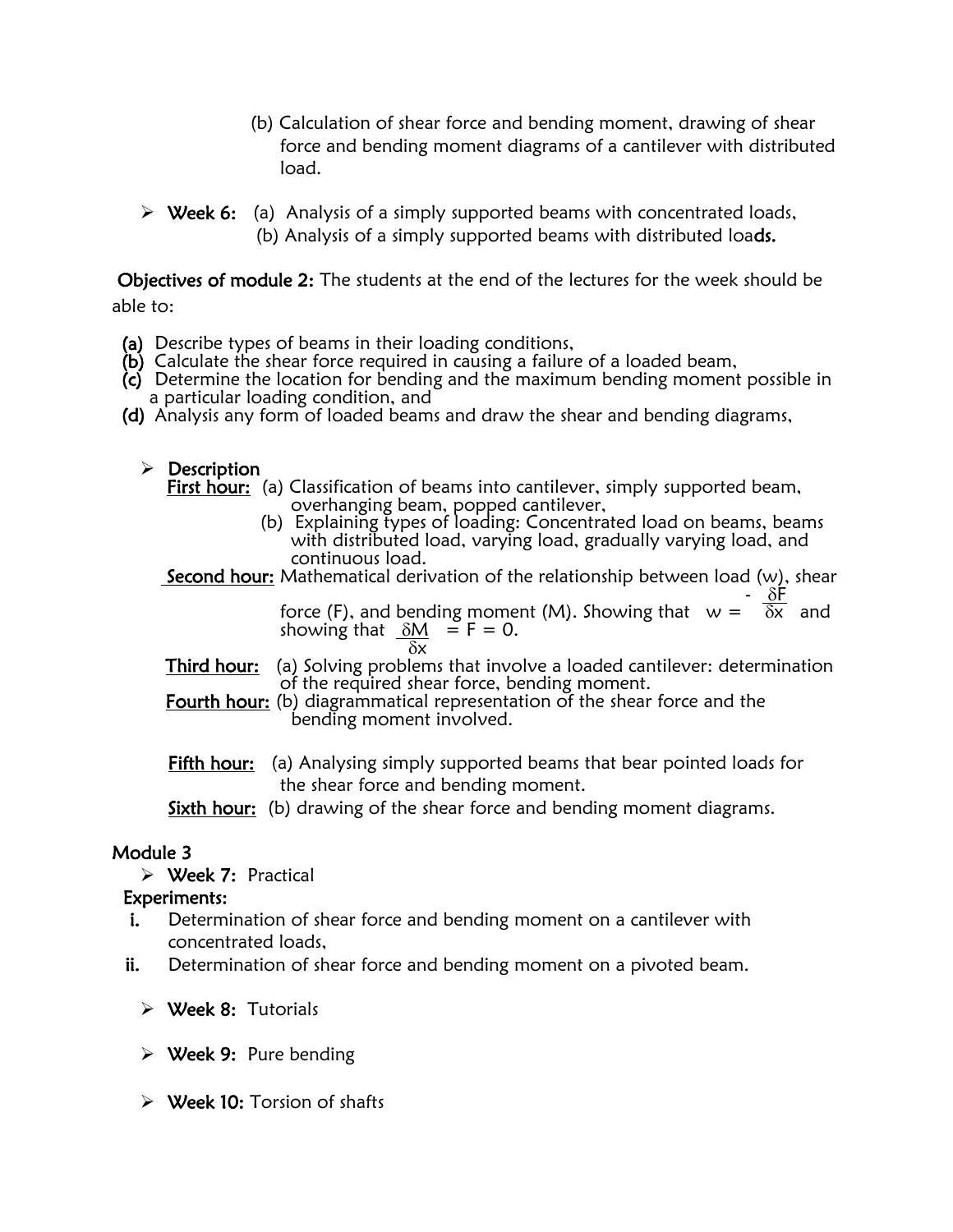(b) Calculation of shear force and bending moment, drawing of shear force and bending moment diagrams of a cantilever with distributed load.

- **Week 6:** (a) Analysis of a simply supported beams with concentrated loads,
  (b) Analysis of a simply supported beams with distributed loa**ds.**

**Objectives of module 2:** The students at the end of the lectures for the week should be able to:

**(a)** Describe types of beams in their loading conditions,
**(b)** Calculate the shear force required in causing a failure of a loaded beam,
**(c)** Determine the location for bending and the maximum bending moment possible in a particular loading condition, and
**(d)** Analysis any form of loaded beams and draw the shear and bending diagrams,

- **Description**

  **First hour:** (a) Classification of beams into cantilever, simply supported beam, overhanging beam, popped cantilever,
  (b) Explaining types of loading: Concentrated load on beams, beams with distributed load, varying load, gradually varying load, and continuous load.

  **Second hour:** Mathematical derivation of the relationship between load (w), shear force (F), and bending moment (M). Showing that $w = -\frac{\delta F}{\delta x}$ and showing that $\frac{\delta M}{\delta x} = F = 0$.

  **Third hour:** (a) Solving problems that involve a loaded cantilever: determination of the required shear force, bending moment.

  **Fourth hour:** (b) diagrammatical representation of the shear force and the bending moment involved.

  **Fifth hour:** (a) Analysing simply supported beams that bear pointed loads for the shear force and bending moment.

  **Sixth hour:** (b) drawing of the shear force and bending moment diagrams.

## Module 3

- **Week 7:** Practical

**Experiments:**

**i.** Determination of shear force and bending moment on a cantilever with concentrated loads,
**ii.** Determination of shear force and bending moment on a pivoted beam.

- **Week 8:** Tutorials

- **Week 9:** Pure bending

- **Week 10:** Torsion of shafts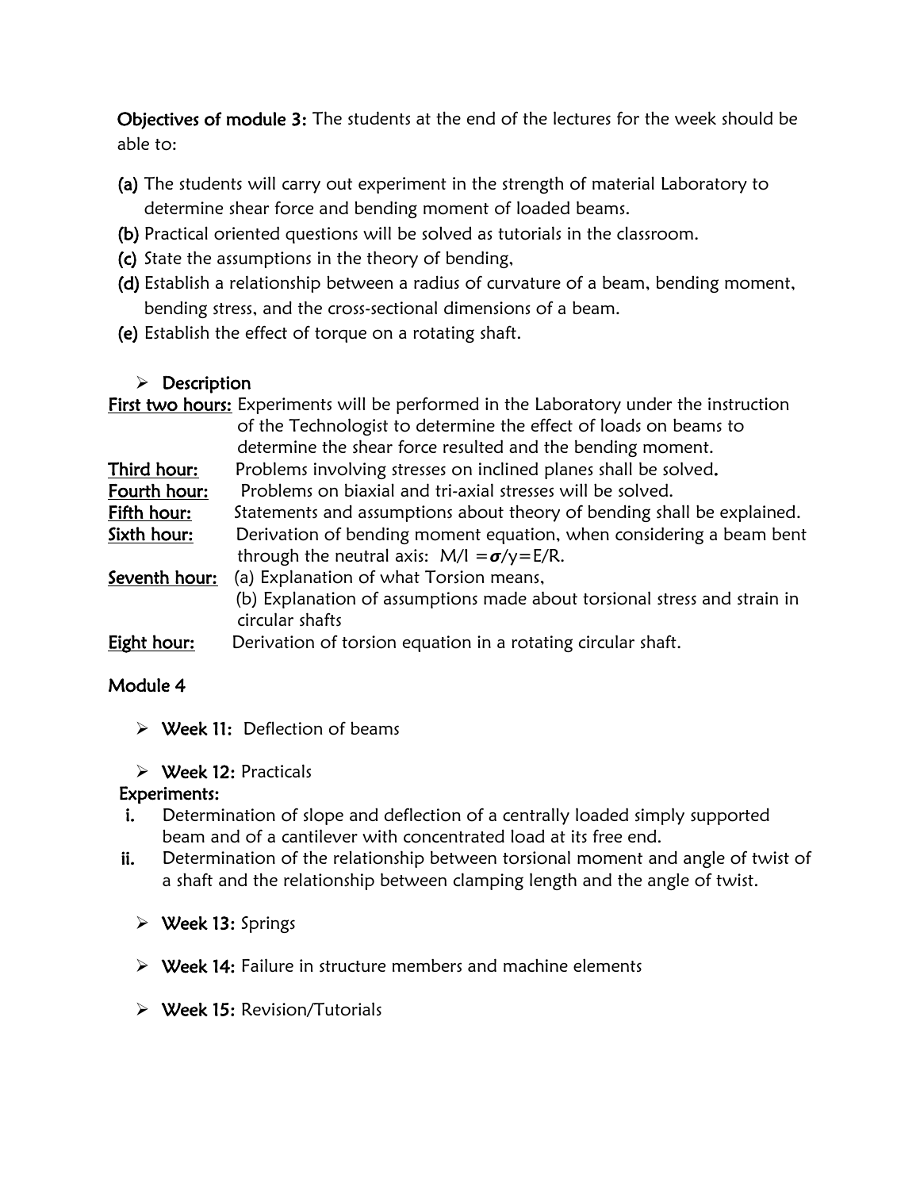**Objectives of module 3:** The students at the end of the lectures for the week should be able to:

**(a)** The students will carry out experiment in the strength of material Laboratory to determine shear force and bending moment of loaded beams.
**(b)** Practical oriented questions will be solved as tutorials in the classroom.
**(c)** State the assumptions in the theory of bending,
**(d)** Establish a relationship between a radius of curvature of a beam, bending moment, bending stress, and the cross-sectional dimensions of a beam.
**(e)** Establish the effect of torque on a rotating shaft.

- **Description**

**First two hours:** Experiments will be performed in the Laboratory under the instruction of the Technologist to determine the effect of loads on beams to determine the shear force resulted and the bending moment.

**Third hour:** Problems involving stresses on inclined planes shall be solved.

**Fourth hour:** Problems on biaxial and tri-axial stresses will be solved.

**Fifth hour:** Statements and assumptions about theory of bending shall be explained.

**Sixth hour:** Derivation of bending moment equation, when considering a beam bent through the neutral axis: $M/I = \sigma/y = E/R$.

**Seventh hour:** (a) Explanation of what Torsion means,
(b) Explanation of assumptions made about torsional stress and strain in circular shafts

**Eight hour:** Derivation of torsion equation in a rotating circular shaft.

## Module 4

- **Week 11:** Deflection of beams
- **Week 12:** Practicals

**Experiments:**

i. Determination of slope and deflection of a centrally loaded simply supported beam and of a cantilever with concentrated load at its free end.
ii. Determination of the relationship between torsional moment and angle of twist of a shaft and the relationship between clamping length and the angle of twist.

- **Week 13:** Springs
- **Week 14:** Failure in structure members and machine elements
- **Week 15:** Revision/Tutorials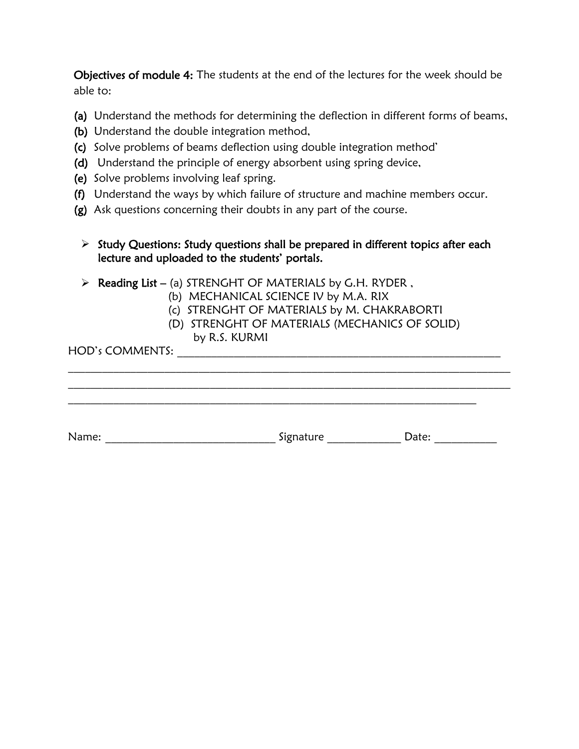**Objectives of module 4:** The students at the end of the lectures for the week should be able to:

**(a)** Understand the methods for determining the deflection in different forms of beams,
**(b)** Understand the double integration method,
**(c)** Solve problems of beams deflection using double integration method'
**(d)** Understand the principle of energy absorbent using spring device,
**(e)** Solve problems involving leaf spring.
**(f)** Understand the ways by which failure of structure and machine members occur.
**(g)** Ask questions concerning their doubts in any part of the course.

- **Study Questions: Study questions shall be prepared in different topics after each lecture and uploaded to the students' portals.**
- **Reading List** – (a) STRENGHT OF MATERIALS by G.H. RYDER ,
  (b) MECHANICAL SCIENCE IV by M.A. RIX
  (c) STRENGHT OF MATERIALS by M. CHAKRABORTI
  (D) STRENGHT OF MATERIALS (MECHANICS OF SOLID) by R.S. KURMI

HOD's COMMENTS: ______________________________________________________________
____________________________________________________________________________
____________________________________________________________________________
______________________________________________________________________

Name: ______________________________ Signature _____________ Date: ___________